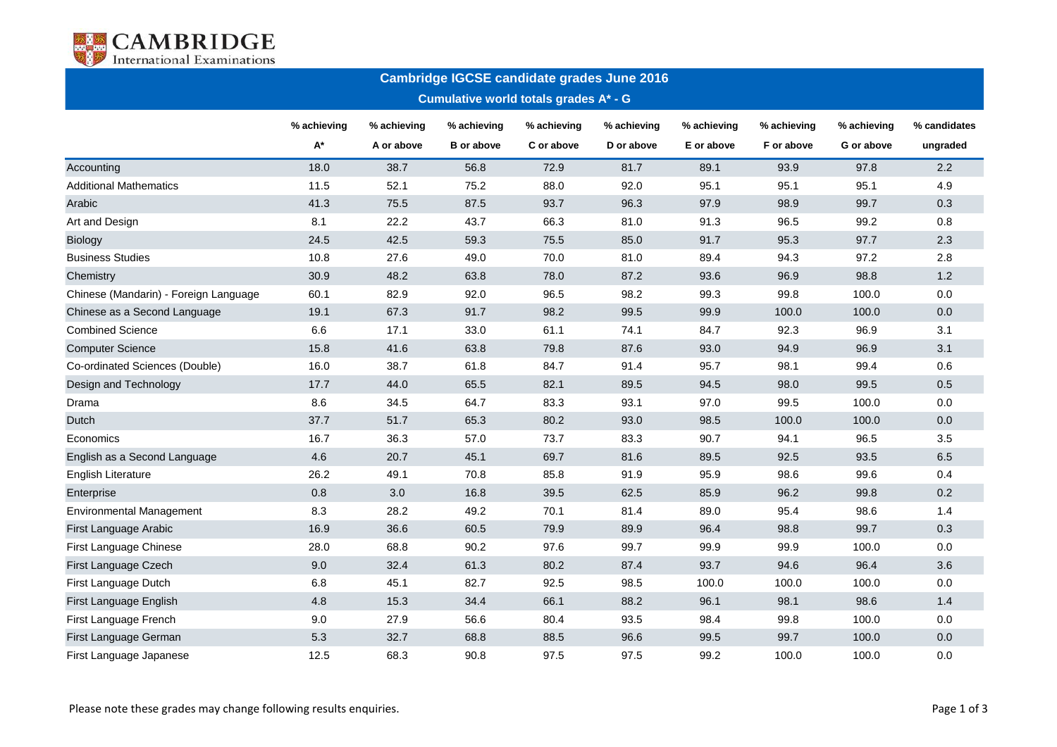CAMBRIDGE
International Examinations

# Cambridge IGCSE candidate grades June 2016

## Cumulative world totals grades A* - G

| | % achieving A* | % achieving A or above | % achieving B or above | % achieving C or above | % achieving D or above | % achieving E or above | % achieving F or above | % achieving G or above | % candidates ungraded |
|---|---|---|---|---|---|---|---|---|---|
| Accounting | 18.0 | 38.7 | 56.8 | 72.9 | 81.7 | 89.1 | 93.9 | 97.8 | 2.2 |
| Additional Mathematics | 11.5 | 52.1 | 75.2 | 88.0 | 92.0 | 95.1 | 95.1 | 95.1 | 4.9 |
| Arabic | 41.3 | 75.5 | 87.5 | 93.7 | 96.3 | 97.9 | 98.9 | 99.7 | 0.3 |
| Art and Design | 8.1 | 22.2 | 43.7 | 66.3 | 81.0 | 91.3 | 96.5 | 99.2 | 0.8 |
| Biology | 24.5 | 42.5 | 59.3 | 75.5 | 85.0 | 91.7 | 95.3 | 97.7 | 2.3 |
| Business Studies | 10.8 | 27.6 | 49.0 | 70.0 | 81.0 | 89.4 | 94.3 | 97.2 | 2.8 |
| Chemistry | 30.9 | 48.2 | 63.8 | 78.0 | 87.2 | 93.6 | 96.9 | 98.8 | 1.2 |
| Chinese (Mandarin) - Foreign Language | 60.1 | 82.9 | 92.0 | 96.5 | 98.2 | 99.3 | 99.8 | 100.0 | 0.0 |
| Chinese as a Second Language | 19.1 | 67.3 | 91.7 | 98.2 | 99.5 | 99.9 | 100.0 | 100.0 | 0.0 |
| Combined Science | 6.6 | 17.1 | 33.0 | 61.1 | 74.1 | 84.7 | 92.3 | 96.9 | 3.1 |
| Computer Science | 15.8 | 41.6 | 63.8 | 79.8 | 87.6 | 93.0 | 94.9 | 96.9 | 3.1 |
| Co-ordinated Sciences (Double) | 16.0 | 38.7 | 61.8 | 84.7 | 91.4 | 95.7 | 98.1 | 99.4 | 0.6 |
| Design and Technology | 17.7 | 44.0 | 65.5 | 82.1 | 89.5 | 94.5 | 98.0 | 99.5 | 0.5 |
| Drama | 8.6 | 34.5 | 64.7 | 83.3 | 93.1 | 97.0 | 99.5 | 100.0 | 0.0 |
| Dutch | 37.7 | 51.7 | 65.3 | 80.2 | 93.0 | 98.5 | 100.0 | 100.0 | 0.0 |
| Economics | 16.7 | 36.3 | 57.0 | 73.7 | 83.3 | 90.7 | 94.1 | 96.5 | 3.5 |
| English as a Second Language | 4.6 | 20.7 | 45.1 | 69.7 | 81.6 | 89.5 | 92.5 | 93.5 | 6.5 |
| English Literature | 26.2 | 49.1 | 70.8 | 85.8 | 91.9 | 95.9 | 98.6 | 99.6 | 0.4 |
| Enterprise | 0.8 | 3.0 | 16.8 | 39.5 | 62.5 | 85.9 | 96.2 | 99.8 | 0.2 |
| Environmental Management | 8.3 | 28.2 | 49.2 | 70.1 | 81.4 | 89.0 | 95.4 | 98.6 | 1.4 |
| First Language Arabic | 16.9 | 36.6 | 60.5 | 79.9 | 89.9 | 96.4 | 98.8 | 99.7 | 0.3 |
| First Language Chinese | 28.0 | 68.8 | 90.2 | 97.6 | 99.7 | 99.9 | 99.9 | 100.0 | 0.0 |
| First Language Czech | 9.0 | 32.4 | 61.3 | 80.2 | 87.4 | 93.7 | 94.6 | 96.4 | 3.6 |
| First Language Dutch | 6.8 | 45.1 | 82.7 | 92.5 | 98.5 | 100.0 | 100.0 | 100.0 | 0.0 |
| First Language English | 4.8 | 15.3 | 34.4 | 66.1 | 88.2 | 96.1 | 98.1 | 98.6 | 1.4 |
| First Language French | 9.0 | 27.9 | 56.6 | 80.4 | 93.5 | 98.4 | 99.8 | 100.0 | 0.0 |
| First Language German | 5.3 | 32.7 | 68.8 | 88.5 | 96.6 | 99.5 | 99.7 | 100.0 | 0.0 |
| First Language Japanese | 12.5 | 68.3 | 90.8 | 97.5 | 97.5 | 99.2 | 100.0 | 100.0 | 0.0 |

Please note these grades may change following results enquiries.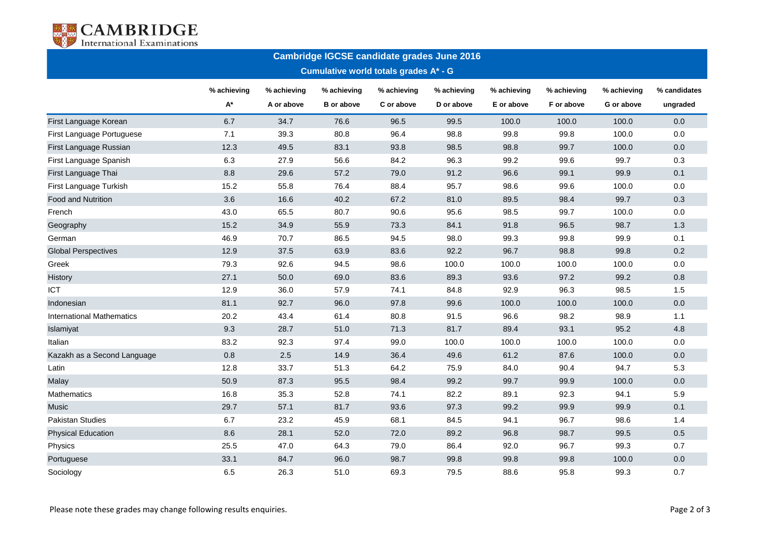## Cambridge IGCSE candidate grades June 2016

### Cumulative world totals grades A* - G

| | % achieving A* | % achieving A or above | % achieving B or above | % achieving C or above | % achieving D or above | % achieving E or above | % achieving F or above | % achieving G or above | % candidates ungraded |
|---|---|---|---|---|---|---|---|---|---|
| First Language Korean | 6.7 | 34.7 | 76.6 | 96.5 | 99.5 | 100.0 | 100.0 | 100.0 | 0.0 |
| First Language Portuguese | 7.1 | 39.3 | 80.8 | 96.4 | 98.8 | 99.8 | 99.8 | 100.0 | 0.0 |
| First Language Russian | 12.3 | 49.5 | 83.1 | 93.8 | 98.5 | 98.8 | 99.7 | 100.0 | 0.0 |
| First Language Spanish | 6.3 | 27.9 | 56.6 | 84.2 | 96.3 | 99.2 | 99.6 | 99.7 | 0.3 |
| First Language Thai | 8.8 | 29.6 | 57.2 | 79.0 | 91.2 | 96.6 | 99.1 | 99.9 | 0.1 |
| First Language Turkish | 15.2 | 55.8 | 76.4 | 88.4 | 95.7 | 98.6 | 99.6 | 100.0 | 0.0 |
| Food and Nutrition | 3.6 | 16.6 | 40.2 | 67.2 | 81.0 | 89.5 | 98.4 | 99.7 | 0.3 |
| French | 43.0 | 65.5 | 80.7 | 90.6 | 95.6 | 98.5 | 99.7 | 100.0 | 0.0 |
| Geography | 15.2 | 34.9 | 55.9 | 73.3 | 84.1 | 91.8 | 96.5 | 98.7 | 1.3 |
| German | 46.9 | 70.7 | 86.5 | 94.5 | 98.0 | 99.3 | 99.8 | 99.9 | 0.1 |
| Global Perspectives | 12.9 | 37.5 | 63.9 | 83.6 | 92.2 | 96.7 | 98.8 | 99.8 | 0.2 |
| Greek | 79.3 | 92.6 | 94.5 | 98.6 | 100.0 | 100.0 | 100.0 | 100.0 | 0.0 |
| History | 27.1 | 50.0 | 69.0 | 83.6 | 89.3 | 93.6 | 97.2 | 99.2 | 0.8 |
| ICT | 12.9 | 36.0 | 57.9 | 74.1 | 84.8 | 92.9 | 96.3 | 98.5 | 1.5 |
| Indonesian | 81.1 | 92.7 | 96.0 | 97.8 | 99.6 | 100.0 | 100.0 | 100.0 | 0.0 |
| International Mathematics | 20.2 | 43.4 | 61.4 | 80.8 | 91.5 | 96.6 | 98.2 | 98.9 | 1.1 |
| Islamiyat | 9.3 | 28.7 | 51.0 | 71.3 | 81.7 | 89.4 | 93.1 | 95.2 | 4.8 |
| Italian | 83.2 | 92.3 | 97.4 | 99.0 | 100.0 | 100.0 | 100.0 | 100.0 | 0.0 |
| Kazakh as a Second Language | 0.8 | 2.5 | 14.9 | 36.4 | 49.6 | 61.2 | 87.6 | 100.0 | 0.0 |
| Latin | 12.8 | 33.7 | 51.3 | 64.2 | 75.9 | 84.0 | 90.4 | 94.7 | 5.3 |
| Malay | 50.9 | 87.3 | 95.5 | 98.4 | 99.2 | 99.7 | 99.9 | 100.0 | 0.0 |
| Mathematics | 16.8 | 35.3 | 52.8 | 74.1 | 82.2 | 89.1 | 92.3 | 94.1 | 5.9 |
| Music | 29.7 | 57.1 | 81.7 | 93.6 | 97.3 | 99.2 | 99.9 | 99.9 | 0.1 |
| Pakistan Studies | 6.7 | 23.2 | 45.9 | 68.1 | 84.5 | 94.1 | 96.7 | 98.6 | 1.4 |
| Physical Education | 8.6 | 28.1 | 52.0 | 72.0 | 89.2 | 96.8 | 98.7 | 99.5 | 0.5 |
| Physics | 25.5 | 47.0 | 64.3 | 79.0 | 86.4 | 92.0 | 96.7 | 99.3 | 0.7 |
| Portuguese | 33.1 | 84.7 | 96.0 | 98.7 | 99.8 | 99.8 | 99.8 | 100.0 | 0.0 |
| Sociology | 6.5 | 26.3 | 51.0 | 69.3 | 79.5 | 88.6 | 95.8 | 99.3 | 0.7 |

Please note these grades may change following results enquiries.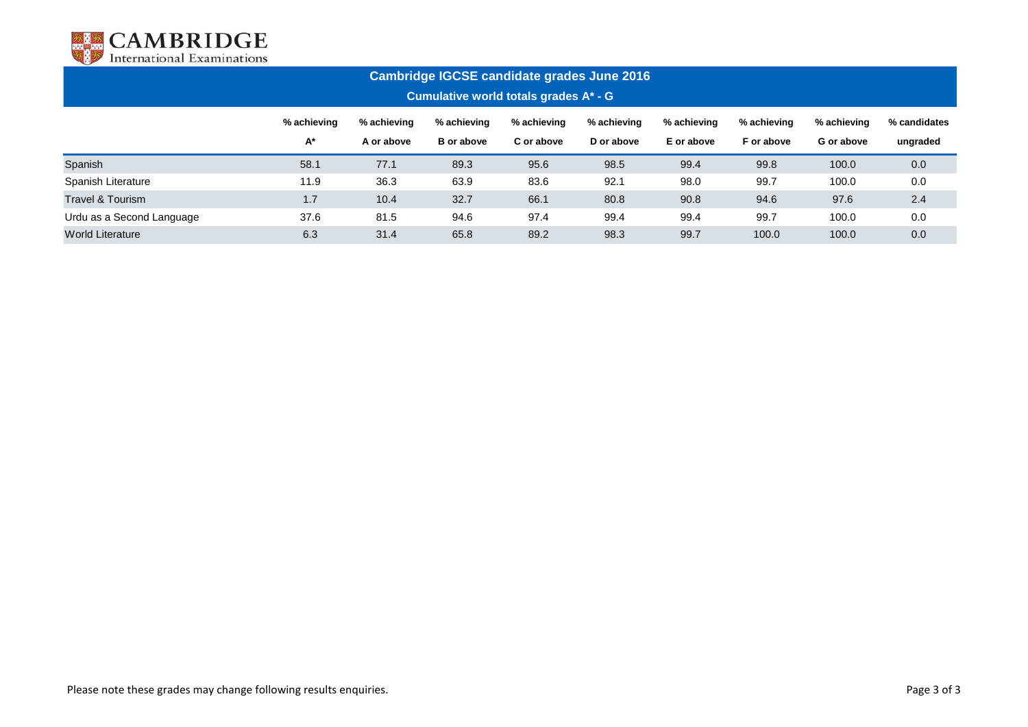CAMBRIDGE
International Examinations

## Cambridge IGCSE candidate grades June 2016

### Cumulative world totals grades A* - G

| | % achieving A* | % achieving A or above | % achieving B or above | % achieving C or above | % achieving D or above | % achieving E or above | % achieving F or above | % achieving G or above | % candidates ungraded |
|---|---|---|---|---|---|---|---|---|---|
| Spanish | 58.1 | 77.1 | 89.3 | 95.6 | 98.5 | 99.4 | 99.8 | 100.0 | 0.0 |
| Spanish Literature | 11.9 | 36.3 | 63.9 | 83.6 | 92.1 | 98.0 | 99.7 | 100.0 | 0.0 |
| Travel & Tourism | 1.7 | 10.4 | 32.7 | 66.1 | 80.8 | 90.8 | 94.6 | 97.6 | 2.4 |
| Urdu as a Second Language | 37.6 | 81.5 | 94.6 | 97.4 | 99.4 | 99.4 | 99.7 | 100.0 | 0.0 |
| World Literature | 6.3 | 31.4 | 65.8 | 89.2 | 98.3 | 99.7 | 100.0 | 100.0 | 0.0 |

Please note these grades may change following results enquiries.